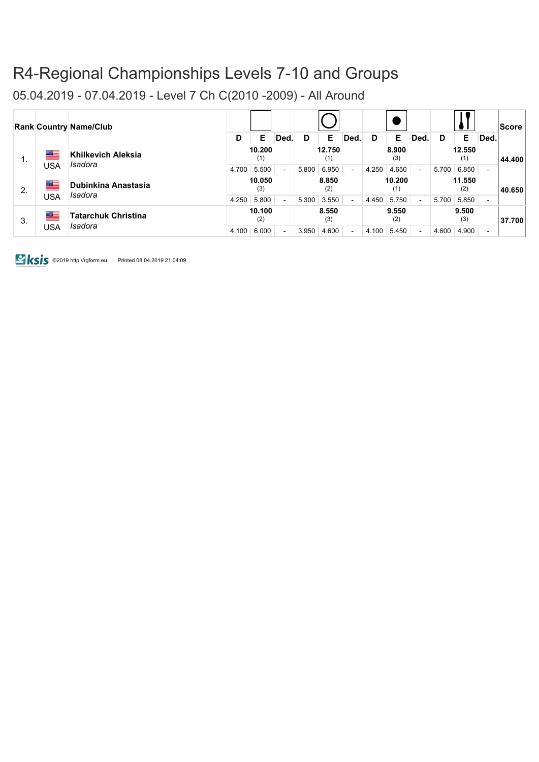# R4-Regional Championships Levels 7-10 and Groups

## 05.04.2019 - 07.04.2019 - Level 7 Ch C(2010 -2009) - All Around

| Rank | Country | Name/Club | D | E | Ded. | D | E | Ded. | D | E | Ded. | D | E | Ded. | Score |
|---|---|---|---|---|---|---|---|---|---|---|---|---|---|---|---|
| 1. | USA | **Khilkevich Aleksia** *Isadora* | | 10.200 (1) | | | 12.750 (1) | | | 8.900 (3) | | | 12.550 (1) | | **44.400** |
| | | | 4.700 | 5.500 | - | 5.800 | 6.950 | - | 4.250 | 4.650 | - | 5.700 | 6.850 | - | |
| 2. | USA | **Dubinkina Anastasia** *Isadora* | | 10.050 (3) | | | 8.850 (2) | | | 10.200 (1) | | | 11.550 (2) | | **40.650** |
| | | | 4.250 | 5.800 | - | 5.300 | 3.550 | - | 4.450 | 5.750 | - | 5.700 | 5.850 | - | |
| 3. | USA | **Tatarchuk Christina** *Isadora* | | 10.100 (2) | | | 8.550 (3) | | | 9.550 (2) | | | 9.500 (3) | | **37.700** |
| | | | 4.100 | 6.000 | - | 3.950 | 4.600 | - | 4.100 | 5.450 | - | 4.600 | 4.900 | - | |

©2019 http://rgform.eu Printed 08.04.2019 21:04:09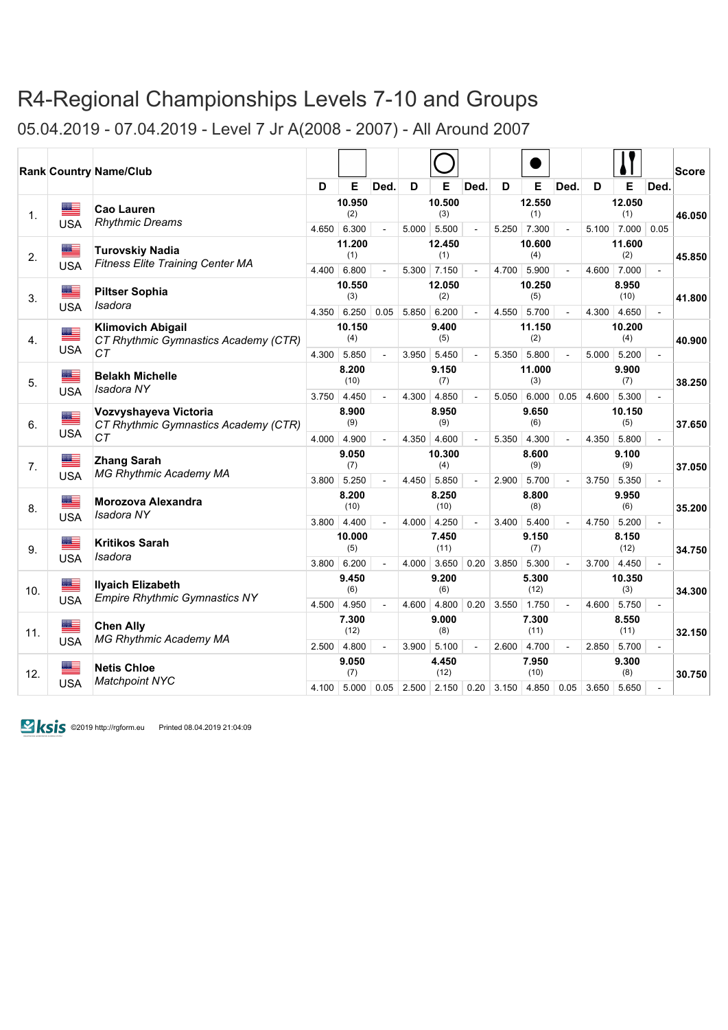# R4-Regional Championships Levels 7-10 and Groups

## 05.04.2019 - 07.04.2019 - Level 7 Jr A(2008 - 2007) - All Around 2007

| Rank | Country | Name/Club | (Free hands) | | | Hoop | | | Ball | | | Clubs | | | Score |
|---|---|---|---|---|---|---|---|---|---|---|---|---|---|---|---|
| | | | D | E | Ded. | D | E | Ded. | D | E | Ded. | D | E | Ded. | |
| 1. | USA | **Cao Lauren** *Rhythmic Dreams* | | **10.950** (2) | | | **10.500** (3) | | | **12.550** (1) | | | **12.050** (1) | | **46.050** |
| | | | 4.650 | 6.300 | - | 5.000 | 5.500 | - | 5.250 | 7.300 | - | 5.100 | 7.000 | 0.05 | |
| 2. | USA | **Turovskiy Nadia** *Fitness Elite Training Center MA* | | **11.200** (1) | | | **12.450** (1) | | | **10.600** (4) | | | **11.600** (2) | | **45.850** |
| | | | 4.400 | 6.800 | - | 5.300 | 7.150 | - | 4.700 | 5.900 | - | 4.600 | 7.000 | - | |
| 3. | USA | **Piltser Sophia** *Isadora* | | **10.550** (3) | | | **12.050** (2) | | | **10.250** (5) | | | **8.950** (10) | | **41.800** |
| | | | 4.350 | 6.250 | 0.05 | 5.850 | 6.200 | - | 4.550 | 5.700 | - | 4.300 | 4.650 | - | |
| 4. | USA | **Klimovich Abigail** *CT Rhythmic Gymnastics Academy (CTR) CT* | | **10.150** (4) | | | **9.400** (5) | | | **11.150** (2) | | | **10.200** (4) | | **40.900** |
| | | | 4.300 | 5.850 | - | 3.950 | 5.450 | - | 5.350 | 5.800 | - | 5.000 | 5.200 | - | |
| 5. | USA | **Belakh Michelle** *Isadora NY* | | **8.200** (10) | | | **9.150** (7) | | | **11.000** (3) | | | **9.900** (7) | | **38.250** |
| | | | 3.750 | 4.450 | - | 4.300 | 4.850 | - | 5.050 | 6.000 | 0.05 | 4.600 | 5.300 | - | |
| 6. | USA | **Vozvyshayeva Victoria** *CT Rhythmic Gymnastics Academy (CTR) CT* | | **8.900** (9) | | | **8.950** (9) | | | **9.650** (6) | | | **10.150** (5) | | **37.650** |
| | | | 4.000 | 4.900 | - | 4.350 | 4.600 | - | 5.350 | 4.300 | - | 4.350 | 5.800 | - | |
| 7. | USA | **Zhang Sarah** *MG Rhythmic Academy MA* | | **9.050** (7) | | | **10.300** (4) | | | **8.600** (9) | | | **9.100** (9) | | **37.050** |
| | | | 3.800 | 5.250 | - | 4.450 | 5.850 | - | 2.900 | 5.700 | - | 3.750 | 5.350 | - | |
| 8. | USA | **Morozova Alexandra** *Isadora NY* | | **8.200** (10) | | | **8.250** (10) | | | **8.800** (8) | | | **9.950** (6) | | **35.200** |
| | | | 3.800 | 4.400 | - | 4.000 | 4.250 | - | 3.400 | 5.400 | - | 4.750 | 5.200 | - | |
| 9. | USA | **Kritikos Sarah** *Isadora* | | **10.000** (5) | | | **7.450** (11) | | | **9.150** (7) | | | **8.150** (12) | | **34.750** |
| | | | 3.800 | 6.200 | - | 4.000 | 3.650 | 0.20 | 3.850 | 5.300 | - | 3.700 | 4.450 | - | |
| 10. | USA | **Ilyaich Elizabeth** *Empire Rhythmic Gymnastics NY* | | **9.450** (6) | | | **9.200** (6) | | | **5.300** (12) | | | **10.350** (3) | | **34.300** |
| | | | 4.500 | 4.950 | - | 4.600 | 4.800 | 0.20 | 3.550 | 1.750 | - | 4.600 | 5.750 | - | |
| 11. | USA | **Chen Ally** *MG Rhythmic Academy MA* | | **7.300** (12) | | | **9.000** (8) | | | **7.300** (11) | | | **8.550** (11) | | **32.150** |
| | | | 2.500 | 4.800 | - | 3.900 | 5.100 | - | 2.600 | 4.700 | - | 2.850 | 5.700 | - | |
| 12. | USA | **Netis Chloe** *Matchpoint NYC* | | **9.050** (7) | | | **4.450** (12) | | | **7.950** (10) | | | **9.300** (8) | | **30.750** |
| | | | 4.100 | 5.000 | 0.05 | 2.500 | 2.150 | 0.20 | 3.150 | 4.850 | 0.05 | 3.650 | 5.650 | - | |

ksis ©2019 http://rgform.eu Printed 08.04.2019 21:04:09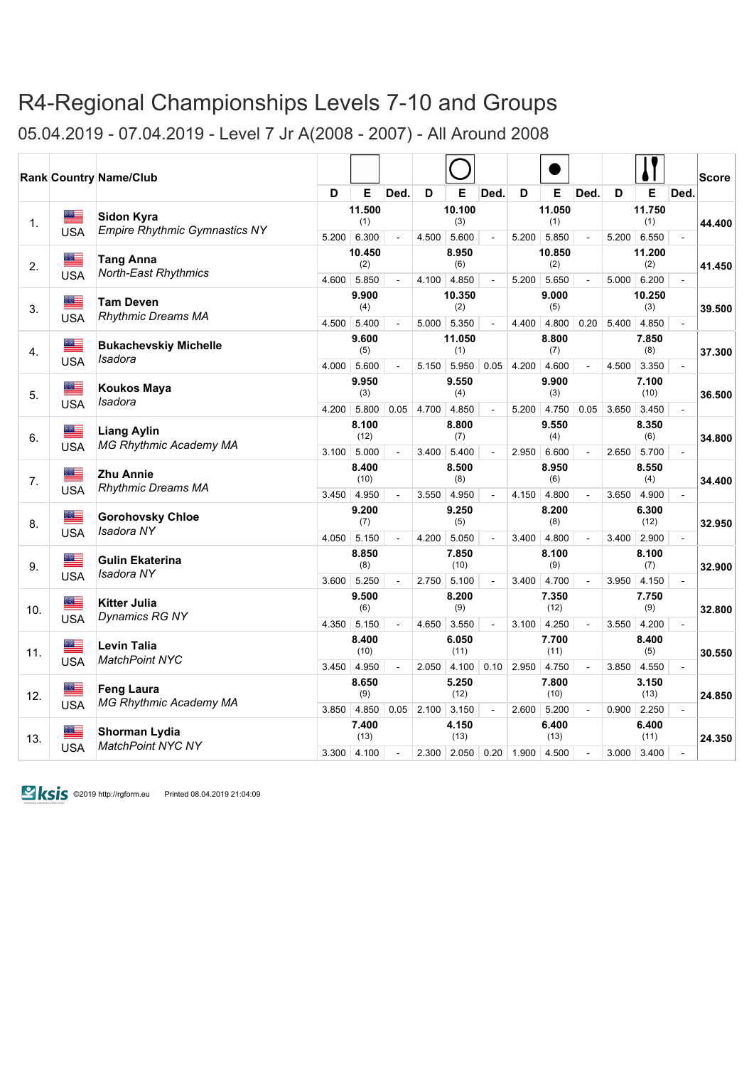# R4-Regional Championships Levels 7-10 and Groups

## 05.04.2019 - 07.04.2019 - Level 7 Jr A(2008 - 2007) - All Around 2008

| Rank | Country | Name/Club | Freehand | | | Hoop | | | Ball | | | Clubs | | | Score |
|---|---|---|---|---|---|---|---|---|---|---|---|---|---|---|---|
| | | | D | E | Ded. | D | E | Ded. | D | E | Ded. | D | E | Ded. | |
| 1. | USA | **Sidon Kyra** *Empire Rhythmic Gymnastics NY* | | **11.500** (1) | | | **10.100** (3) | | | **11.050** (1) | | | **11.750** (1) | | **44.400** |
| | | | 5.200 | 6.300 | - | 4.500 | 5.600 | - | 5.200 | 5.850 | - | 5.200 | 6.550 | - | |
| 2. | USA | **Tang Anna** *North-East Rhythmics* | | **10.450** (2) | | | **8.950** (6) | | | **10.850** (2) | | | **11.200** (2) | | **41.450** |
| | | | 4.600 | 5.850 | - | 4.100 | 4.850 | - | 5.200 | 5.650 | - | 5.000 | 6.200 | - | |
| 3. | USA | **Tam Deven** *Rhythmic Dreams MA* | | **9.900** (4) | | | **10.350** (2) | | | **9.000** (5) | | | **10.250** (3) | | **39.500** |
| | | | 4.500 | 5.400 | - | 5.000 | 5.350 | - | 4.400 | 4.800 | 0.20 | 5.400 | 4.850 | - | |
| 4. | USA | **Bukachevskiy Michelle** *Isadora* | | **9.600** (5) | | | **11.050** (1) | | | **8.800** (7) | | | **7.850** (8) | | **37.300** |
| | | | 4.000 | 5.600 | - | 5.150 | 5.950 | 0.05 | 4.200 | 4.600 | - | 4.500 | 3.350 | - | |
| 5. | USA | **Koukos Maya** *Isadora* | | **9.950** (3) | | | **9.550** (4) | | | **9.900** (3) | | | **7.100** (10) | | **36.500** |
| | | | 4.200 | 5.800 | 0.05 | 4.700 | 4.850 | - | 5.200 | 4.750 | 0.05 | 3.650 | 3.450 | - | |
| 6. | USA | **Liang Aylin** *MG Rhythmic Academy MA* | | **8.100** (12) | | | **8.800** (7) | | | **9.550** (4) | | | **8.350** (6) | | **34.800** |
| | | | 3.100 | 5.000 | - | 3.400 | 5.400 | - | 2.950 | 6.600 | - | 2.650 | 5.700 | - | |
| 7. | USA | **Zhu Annie** *Rhythmic Dreams MA* | | **8.400** (10) | | | **8.500** (8) | | | **8.950** (6) | | | **8.550** (4) | | **34.400** |
| | | | 3.450 | 4.950 | - | 3.550 | 4.950 | - | 4.150 | 4.800 | - | 3.650 | 4.900 | - | |
| 8. | USA | **Gorohovsky Chloe** *Isadora NY* | | **9.200** (7) | | | **9.250** (5) | | | **8.200** (8) | | | **6.300** (12) | | **32.950** |
| | | | 4.050 | 5.150 | - | 4.200 | 5.050 | - | 3.400 | 4.800 | - | 3.400 | 2.900 | - | |
| 9. | USA | **Gulin Ekaterina** *Isadora NY* | | **8.850** (8) | | | **7.850** (10) | | | **8.100** (9) | | | **8.100** (7) | | **32.900** |
| | | | 3.600 | 5.250 | - | 2.750 | 5.100 | - | 3.400 | 4.700 | - | 3.950 | 4.150 | - | |
| 10. | USA | **Kitter Julia** *Dynamics RG NY* | | **9.500** (6) | | | **8.200** (9) | | | **7.350** (12) | | | **7.750** (9) | | **32.800** |
| | | | 4.350 | 5.150 | - | 4.650 | 3.550 | - | 3.100 | 4.250 | - | 3.550 | 4.200 | - | |
| 11. | USA | **Levin Talia** *MatchPoint NYC* | | **8.400** (10) | | | **6.050** (11) | | | **7.700** (11) | | | **8.400** (5) | | **30.550** |
| | | | 3.450 | 4.950 | - | 2.050 | 4.100 | 0.10 | 2.950 | 4.750 | - | 3.850 | 4.550 | - | |
| 12. | USA | **Feng Laura** *MG Rhythmic Academy MA* | | **8.650** (9) | | | **5.250** (12) | | | **7.800** (10) | | | **3.150** (13) | | **24.850** |
| | | | 3.850 | 4.850 | 0.05 | 2.100 | 3.150 | - | 2.600 | 5.200 | - | 0.900 | 2.250 | - | |
| 13. | USA | **Shorman Lydia** *MatchPoint NYC NY* | | **7.400** (13) | | | **4.150** (13) | | | **6.400** (13) | | | **6.400** (11) | | **24.350** |
| | | | 3.300 | 4.100 | - | 2.300 | 2.050 | 0.20 | 1.900 | 4.500 | - | 3.000 | 3.400 | - | |

©2019 http://rgform.eu Printed 08.04.2019 21:04:09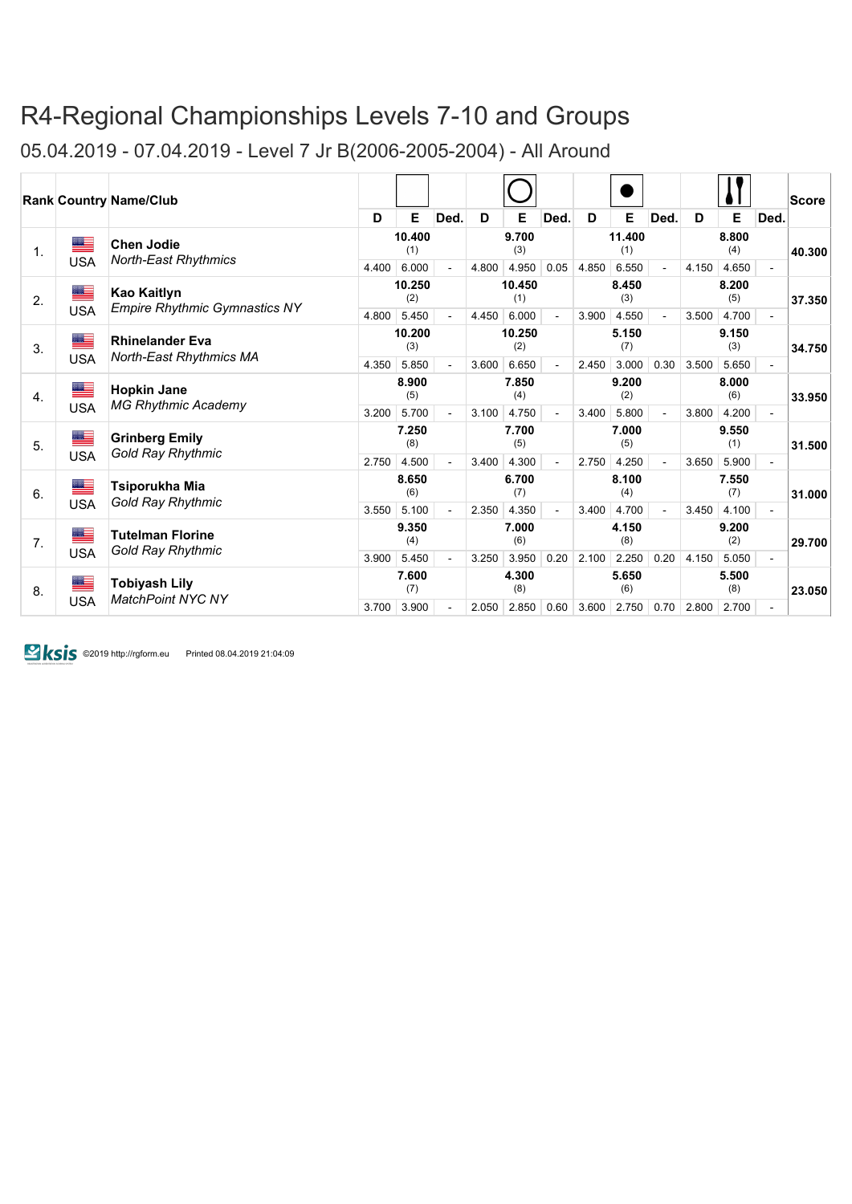# R4-Regional Championships Levels 7-10 and Groups

## 05.04.2019 - 07.04.2019 - Level 7 Jr B(2006-2005-2004) - All Around

| Rank | Country | Name/Club | D | E | Ded. | D | E | Ded. | D | E | Ded. | D | E | Ded. | Score |
|---|---|---|---|---|---|---|---|---|---|---|---|---|---|---|---|
| 1. | USA | **Chen Jodie** *North-East Rhythmics* | | **10.400** (1) | | | **9.700** (3) | | | **11.400** (1) | | | **8.800** (4) | | **40.300** |
| | | | 4.400 | 6.000 | - | 4.800 | 4.950 | 0.05 | 4.850 | 6.550 | - | 4.150 | 4.650 | - | |
| 2. | USA | **Kao Kaitlyn** *Empire Rhythmic Gymnastics NY* | | **10.250** (2) | | | **10.450** (1) | | | **8.450** (3) | | | **8.200** (5) | | **37.350** |
| | | | 4.800 | 5.450 | - | 4.450 | 6.000 | - | 3.900 | 4.550 | - | 3.500 | 4.700 | - | |
| 3. | USA | **Rhinelander Eva** *North-East Rhythmics MA* | | **10.200** (3) | | | **10.250** (2) | | | **5.150** (7) | | | **9.150** (3) | | **34.750** |
| | | | 4.350 | 5.850 | - | 3.600 | 6.650 | - | 2.450 | 3.000 | 0.30 | 3.500 | 5.650 | - | |
| 4. | USA | **Hopkin Jane** *MG Rhythmic Academy* | | **8.900** (5) | | | **7.850** (4) | | | **9.200** (2) | | | **8.000** (6) | | **33.950** |
| | | | 3.200 | 5.700 | - | 3.100 | 4.750 | - | 3.400 | 5.800 | - | 3.800 | 4.200 | - | |
| 5. | USA | **Grinberg Emily** *Gold Ray Rhythmic* | | **7.250** (8) | | | **7.700** (5) | | | **7.000** (5) | | | **9.550** (1) | | **31.500** |
| | | | 2.750 | 4.500 | - | 3.400 | 4.300 | - | 2.750 | 4.250 | - | 3.650 | 5.900 | - | |
| 6. | USA | **Tsiporukha Mia** *Gold Ray Rhythmic* | | **8.650** (6) | | | **6.700** (7) | | | **8.100** (4) | | | **7.550** (7) | | **31.000** |
| | | | 3.550 | 5.100 | - | 2.350 | 4.350 | - | 3.400 | 4.700 | - | 3.450 | 4.100 | - | |
| 7. | USA | **Tutelman Florine** *Gold Ray Rhythmic* | | **9.350** (4) | | | **7.000** (6) | | | **4.150** (8) | | | **9.200** (2) | | **29.700** |
| | | | 3.900 | 5.450 | - | 3.250 | 3.950 | 0.20 | 2.100 | 2.250 | 0.20 | 4.150 | 5.050 | - | |
| 8. | USA | **Tobiyash Lily** *MatchPoint NYC NY* | | **7.600** (7) | | | **4.300** (8) | | | **5.650** (6) | | | **5.500** (8) | | **23.050** |
| | | | 3.700 | 3.900 | - | 2.050 | 2.850 | 0.60 | 3.600 | 2.750 | 0.70 | 2.800 | 2.700 | - | |

©2019 http://rgform.eu Printed 08.04.2019 21:04:09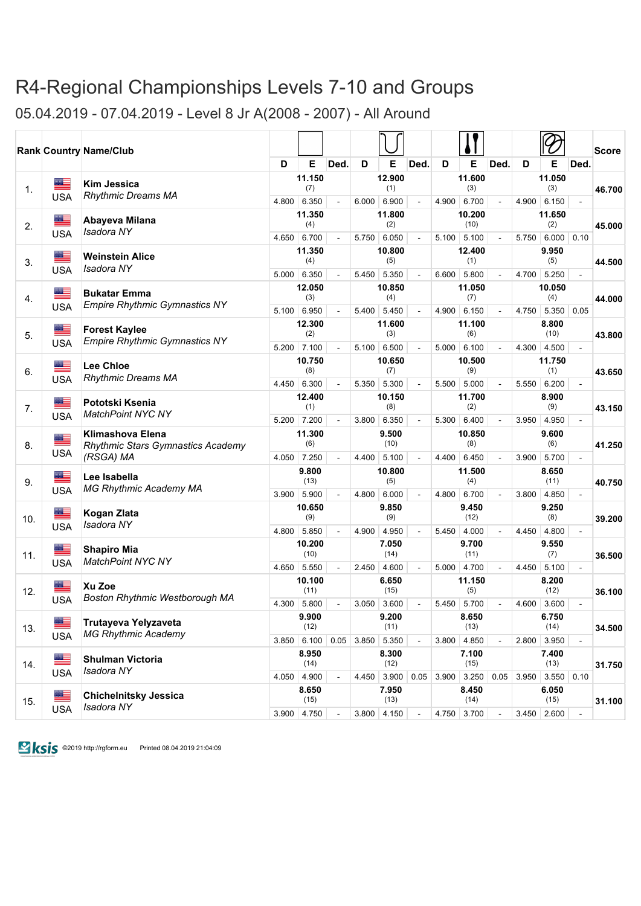# R4-Regional Championships Levels 7-10 and Groups

## 05.04.2019 - 07.04.2019 - Level 8 Jr A(2008 - 2007) - All Around

| Rank | Country | Name/Club | D | E | Ded. | D | E | Ded. | D | E | Ded. | D | E | Ded. | Score |
|---|---|---|---|---|---|---|---|---|---|---|---|---|---|---|---|
| 1. | USA | **Kim Jessica** *Rhythmic Dreams MA* | | **11.150** (7) | | | **12.900** (1) | | | **11.600** (3) | | | **11.050** (3) | | **46.700** |
| | | | 4.800 | 6.350 | - | 6.000 | 6.900 | - | 4.900 | 6.700 | - | 4.900 | 6.150 | - | |
| 2. | USA | **Abayeva Milana** *Isadora NY* | | **11.350** (4) | | | **11.800** (2) | | | **10.200** (10) | | | **11.650** (2) | | **45.000** |
| | | | 4.650 | 6.700 | - | 5.750 | 6.050 | - | 5.100 | 5.100 | - | 5.750 | 6.000 | 0.10 | |
| 3. | USA | **Weinstein Alice** *Isadora NY* | | **11.350** (4) | | | **10.800** (5) | | | **12.400** (1) | | | **9.950** (5) | | **44.500** |
| | | | 5.000 | 6.350 | - | 5.450 | 5.350 | - | 6.600 | 5.800 | - | 4.700 | 5.250 | - | |
| 4. | USA | **Bukatar Emma** *Empire Rhythmic Gymnastics NY* | | **12.050** (3) | | | **10.850** (4) | | | **11.050** (7) | | | **10.050** (4) | | **44.000** |
| | | | 5.100 | 6.950 | - | 5.400 | 5.450 | - | 4.900 | 6.150 | - | 4.750 | 5.350 | 0.05 | |
| 5. | USA | **Forest Kaylee** *Empire Rhythmic Gymnastics NY* | | **12.300** (2) | | | **11.600** (3) | | | **11.100** (6) | | | **8.800** (10) | | **43.800** |
| | | | 5.200 | 7.100 | - | 5.100 | 6.500 | - | 5.000 | 6.100 | - | 4.300 | 4.500 | - | |
| 6. | USA | **Lee Chloe** *Rhythmic Dreams MA* | | **10.750** (8) | | | **10.650** (7) | | | **10.500** (9) | | | **11.750** (1) | | **43.650** |
| | | | 4.450 | 6.300 | - | 5.350 | 5.300 | - | 5.500 | 5.000 | - | 5.550 | 6.200 | - | |
| 7. | USA | **Pototski Ksenia** *MatchPoint NYC NY* | | **12.400** (1) | | | **10.150** (8) | | | **11.700** (2) | | | **8.900** (9) | | **43.150** |
| | | | 5.200 | 7.200 | - | 3.800 | 6.350 | - | 5.300 | 6.400 | - | 3.950 | 4.950 | - | |
| 8. | USA | **Klimashova Elena** *Rhythmic Stars Gymnastics Academy (RSGA) MA* | | **11.300** (6) | | | **9.500** (10) | | | **10.850** (8) | | | **9.600** (6) | | **41.250** |
| | | | 4.050 | 7.250 | - | 4.400 | 5.100 | - | 4.400 | 6.450 | - | 3.900 | 5.700 | - | |
| 9. | USA | **Lee Isabella** *MG Rhythmic Academy MA* | | **9.800** (13) | | | **10.800** (5) | | | **11.500** (4) | | | **8.650** (11) | | **40.750** |
| | | | 3.900 | 5.900 | - | 4.800 | 6.000 | - | 4.800 | 6.700 | - | 3.800 | 4.850 | - | |
| 10. | USA | **Kogan Zlata** *Isadora NY* | | **10.650** (9) | | | **9.850** (9) | | | **9.450** (12) | | | **9.250** (8) | | **39.200** |
| | | | 4.800 | 5.850 | - | 4.900 | 4.950 | - | 5.450 | 4.000 | - | 4.450 | 4.800 | - | |
| 11. | USA | **Shapiro Mia** *MatchPoint NYC NY* | | **10.200** (10) | | | **7.050** (14) | | | **9.700** (11) | | | **9.550** (7) | | **36.500** |
| | | | 4.650 | 5.550 | - | 2.450 | 4.600 | - | 5.000 | 4.700 | - | 4.450 | 5.100 | - | |
| 12. | USA | **Xu Zoe** *Boston Rhythmic Westborough MA* | | **10.100** (11) | | | **6.650** (15) | | | **11.150** (5) | | | **8.200** (12) | | **36.100** |
| | | | 4.300 | 5.800 | - | 3.050 | 3.600 | - | 5.450 | 5.700 | - | 4.600 | 3.600 | - | |
| 13. | USA | **Trutayeva Yelyzaveta** *MG Rhythmic Academy* | | **9.900** (12) | | | **9.200** (11) | | | **8.650** (13) | | | **6.750** (14) | | **34.500** |
| | | | 3.850 | 6.100 | 0.05 | 3.850 | 5.350 | - | 3.800 | 4.850 | - | 2.800 | 3.950 | - | |
| 14. | USA | **Shulman Victoria** *Isadora NY* | | **8.950** (14) | | | **8.300** (12) | | | **7.100** (15) | | | **7.400** (13) | | **31.750** |
| | | | 4.050 | 4.900 | - | 4.450 | 3.900 | 0.05 | 3.900 | 3.250 | 0.05 | 3.950 | 3.550 | 0.10 | |
| 15. | USA | **Chichelnitsky Jessica** *Isadora NY* | | **8.650** (15) | | | **7.950** (13) | | | **8.450** (14) | | | **6.050** (15) | | **31.100** |
| | | | 3.900 | 4.750 | - | 3.800 | 4.150 | - | 4.750 | 3.700 | - | 3.450 | 2.600 | - | |

©2019 http://rgform.eu Printed 08.04.2019 21:04:09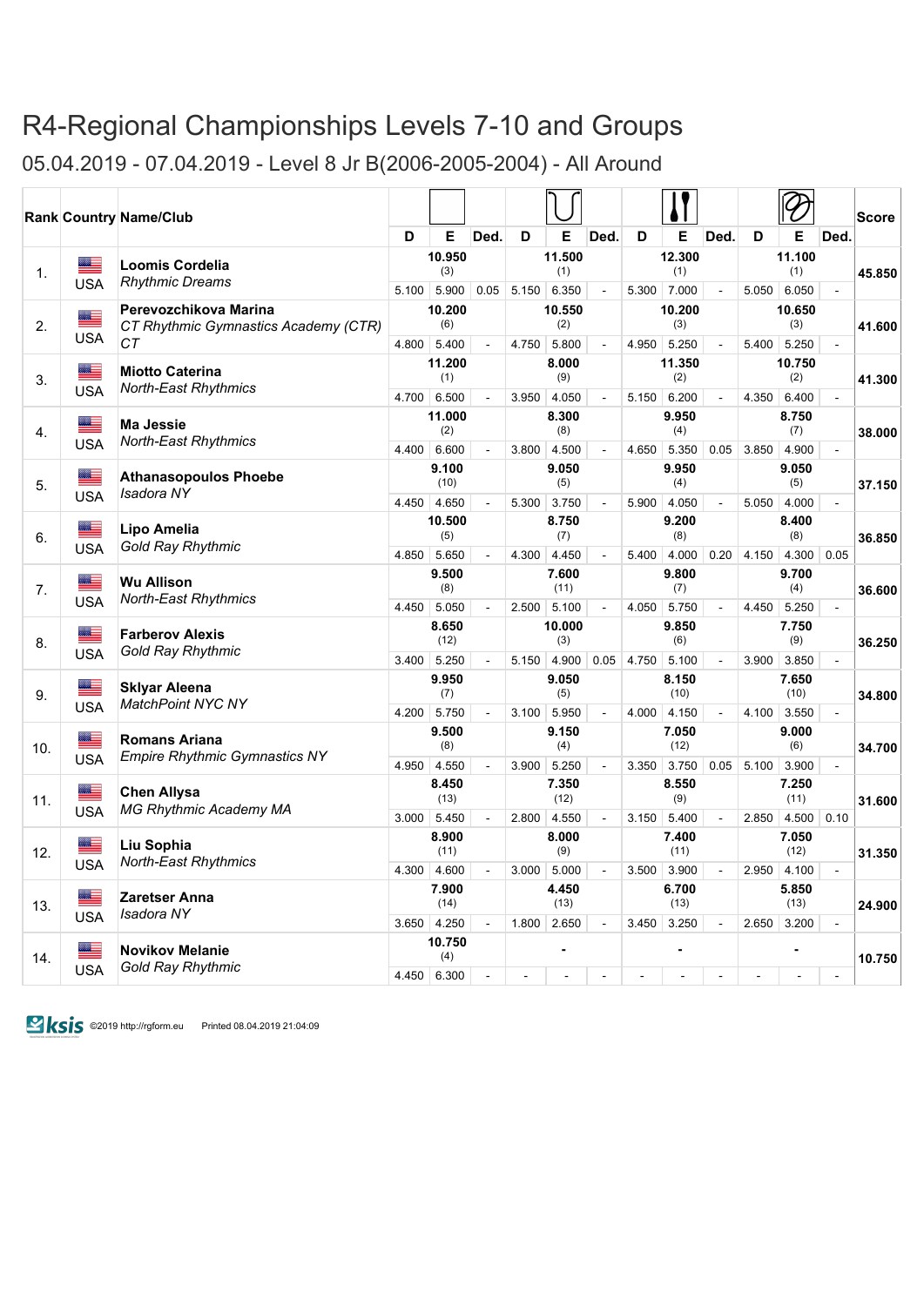# R4-Regional Championships Levels 7-10 and Groups

## 05.04.2019 - 07.04.2019 - Level 8 Jr B(2006-2005-2004) - All Around

| Rank | Country | Name/Club | D | E | Ded. | D | E | Ded. | D | E | Ded. | D | E | Ded. | Score |
|---|---|---|---|---|---|---|---|---|---|---|---|---|---|---|---|
| 1. | USA | **Loomis Cordelia** *Rhythmic Dreams* | | **10.950** (3) | | | **11.500** (1) | | | **12.300** (1) | | | **11.100** (1) | | **45.850** |
| | | | 5.100 | 5.900 | 0.05 | 5.150 | 6.350 | - | 5.300 | 7.000 | - | 5.050 | 6.050 | - | |
| 2. | USA | **Perevozchikova Marina** *CT Rhythmic Gymnastics Academy (CTR) CT* | | **10.200** (6) | | | **10.550** (2) | | | **10.200** (3) | | | **10.650** (3) | | **41.600** |
| | | | 4.800 | 5.400 | - | 4.750 | 5.800 | - | 4.950 | 5.250 | - | 5.400 | 5.250 | - | |
| 3. | USA | **Miotto Caterina** *North-East Rhythmics* | | **11.200** (1) | | | **8.000** (9) | | | **11.350** (2) | | | **10.750** (2) | | **41.300** |
| | | | 4.700 | 6.500 | - | 3.950 | 4.050 | - | 5.150 | 6.200 | - | 4.350 | 6.400 | - | |
| 4. | USA | **Ma Jessie** *North-East Rhythmics* | | **11.000** (2) | | | **8.300** (8) | | | **9.950** (4) | | | **8.750** (7) | | **38.000** |
| | | | 4.400 | 6.600 | - | 3.800 | 4.500 | - | 4.650 | 5.350 | 0.05 | 3.850 | 4.900 | - | |
| 5. | USA | **Athanasopoulos Phoebe** *Isadora NY* | | **9.100** (10) | | | **9.050** (5) | | | **9.950** (4) | | | **9.050** (5) | | **37.150** |
| | | | 4.450 | 4.650 | - | 5.300 | 3.750 | - | 5.900 | 4.050 | - | 5.050 | 4.000 | - | |
| 6. | USA | **Lipo Amelia** *Gold Ray Rhythmic* | | **10.500** (5) | | | **8.750** (7) | | | **9.200** (8) | | | **8.400** (8) | | **36.850** |
| | | | 4.850 | 5.650 | - | 4.300 | 4.450 | - | 5.400 | 4.000 | 0.20 | 4.150 | 4.300 | 0.05 | |
| 7. | USA | **Wu Allison** *North-East Rhythmics* | | **9.500** (8) | | | **7.600** (11) | | | **9.800** (7) | | | **9.700** (4) | | **36.600** |
| | | | 4.450 | 5.050 | - | 2.500 | 5.100 | - | 4.050 | 5.750 | - | 4.450 | 5.250 | - | |
| 8. | USA | **Farberov Alexis** *Gold Ray Rhythmic* | | **8.650** (12) | | | **10.000** (3) | | | **9.850** (6) | | | **7.750** (9) | | **36.250** |
| | | | 3.400 | 5.250 | - | 5.150 | 4.900 | 0.05 | 4.750 | 5.100 | - | 3.900 | 3.850 | - | |
| 9. | USA | **Sklyar Aleena** *MatchPoint NYC NY* | | **9.950** (7) | | | **9.050** (5) | | | **8.150** (10) | | | **7.650** (10) | | **34.800** |
| | | | 4.200 | 5.750 | - | 3.100 | 5.950 | - | 4.000 | 4.150 | - | 4.100 | 3.550 | - | |
| 10. | USA | **Romans Ariana** *Empire Rhythmic Gymnastics NY* | | **9.500** (8) | | | **9.150** (4) | | | **7.050** (12) | | | **9.000** (6) | | **34.700** |
| | | | 4.950 | 4.550 | - | 3.900 | 5.250 | - | 3.350 | 3.750 | 0.05 | 5.100 | 3.900 | - | |
| 11. | USA | **Chen Allysa** *MG Rhythmic Academy MA* | | **8.450** (13) | | | **7.350** (12) | | | **8.550** (9) | | | **7.250** (11) | | **31.600** |
| | | | 3.000 | 5.450 | - | 2.800 | 4.550 | - | 3.150 | 5.400 | - | 2.850 | 4.500 | 0.10 | |
| 12. | USA | **Liu Sophia** *North-East Rhythmics* | | **8.900** (11) | | | **8.000** (9) | | | **7.400** (11) | | | **7.050** (12) | | **31.350** |
| | | | 4.300 | 4.600 | - | 3.000 | 5.000 | - | 3.500 | 3.900 | - | 2.950 | 4.100 | - | |
| 13. | USA | **Zaretser Anna** *Isadora NY* | | **7.900** (14) | | | **4.450** (13) | | | **6.700** (13) | | | **5.850** (13) | | **24.900** |
| | | | 3.650 | 4.250 | - | 1.800 | 2.650 | - | 3.450 | 3.250 | - | 2.650 | 3.200 | - | |
| 14. | USA | **Novikov Melanie** *Gold Ray Rhythmic* | | **10.750** (4) | | | **-** | | | **-** | | | **-** | | **10.750** |
| | | | 4.450 | 6.300 | - | - | - | - | - | - | - | - | - | - | |

©2019 http://rgform.eu Printed 08.04.2019 21:04:09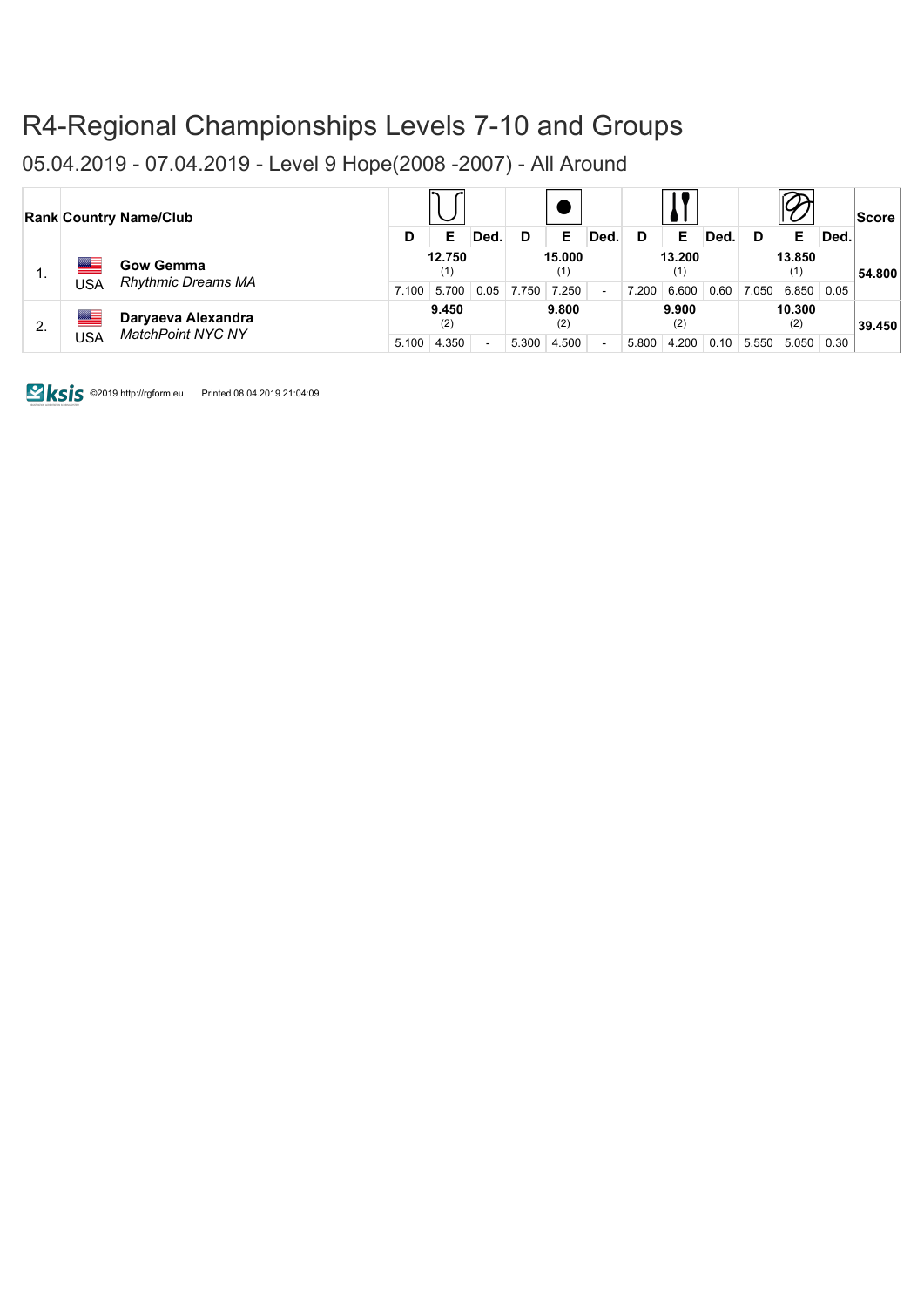# R4-Regional Championships Levels 7-10 and Groups

## 05.04.2019 - 07.04.2019 - Level 9 Hope(2008 -2007) - All Around

| Rank | Country | Name/Club | Hoop D | Hoop E | Hoop Ded. | Ball D | Ball E | Ball Ded. | Clubs D | Clubs E | Clubs Ded. | Ribbon D | Ribbon E | Ribbon Ded. | Score |
|---|---|---|---|---|---|---|---|---|---|---|---|---|---|---|---|
| 1. | USA | **Gow Gemma** *Rhythmic Dreams MA* | **12.750** (1) | | | **15.000** (1) | | | **13.200** (1) | | | **13.850** (1) | | | **54.800** |
| | | | 7.100 | 5.700 | 0.05 | 7.750 | 7.250 | - | 7.200 | 6.600 | 0.60 | 7.050 | 6.850 | 0.05 | |
| 2. | USA | **Daryaeva Alexandra** *MatchPoint NYC NY* | **9.450** (2) | | | **9.800** (2) | | | **9.900** (2) | | | **10.300** (2) | | | **39.450** |
| | | | 5.100 | 4.350 | - | 5.300 | 4.500 | - | 5.800 | 4.200 | 0.10 | 5.550 | 5.050 | 0.30 | |

©2019 http://rgform.eu Printed 08.04.2019 21:04:09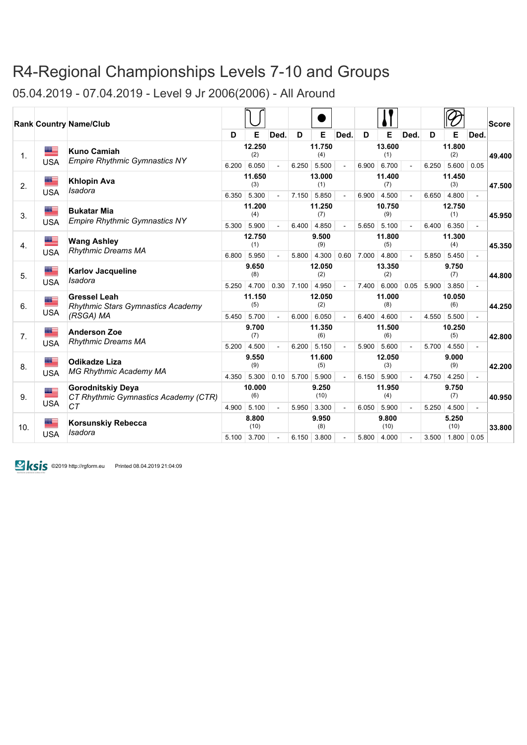# R4-Regional Championships Levels 7-10 and Groups

## 05.04.2019 - 07.04.2019 - Level 9 Jr 2006(2006) - All Around

| Rank | Country | Name/Club | Hoop | | | Ball | | | Clubs | | | Ribbon | | | Score |
|---|---|---|---|---|---|---|---|---|---|---|---|---|---|---|---|
| | | | D | E | Ded. | D | E | Ded. | D | E | Ded. | D | E | Ded. | |
| 1. | USA | **Kuno Camiah** *Empire Rhythmic Gymnastics NY* | 12.250 (2) | | | 11.750 (4) | | | 13.600 (1) | | | 11.800 (2) | | | 49.400 |
| | | | 6.200 | 6.050 | - | 6.250 | 5.500 | - | 6.900 | 6.700 | - | 6.250 | 5.600 | 0.05 | |
| 2. | USA | **Khlopin Ava** *Isadora* | 11.650 (3) | | | 13.000 (1) | | | 11.400 (7) | | | 11.450 (3) | | | 47.500 |
| | | | 6.350 | 5.300 | - | 7.150 | 5.850 | - | 6.900 | 4.500 | - | 6.650 | 4.800 | - | |
| 3. | USA | **Bukatar Mia** *Empire Rhythmic Gymnastics NY* | 11.200 (4) | | | 11.250 (7) | | | 10.750 (9) | | | 12.750 (1) | | | 45.950 |
| | | | 5.300 | 5.900 | - | 6.400 | 4.850 | - | 5.650 | 5.100 | - | 6.400 | 6.350 | - | |
| 4. | USA | **Wang Ashley** *Rhythmic Dreams MA* | 12.750 (1) | | | 9.500 (9) | | | 11.800 (5) | | | 11.300 (4) | | | 45.350 |
| | | | 6.800 | 5.950 | - | 5.800 | 4.300 | 0.60 | 7.000 | 4.800 | - | 5.850 | 5.450 | - | |
| 5. | USA | **Karlov Jacqueline** *Isadora* | 9.650 (8) | | | 12.050 (2) | | | 13.350 (2) | | | 9.750 (7) | | | 44.800 |
| | | | 5.250 | 4.700 | 0.30 | 7.100 | 4.950 | - | 7.400 | 6.000 | 0.05 | 5.900 | 3.850 | - | |
| 6. | USA | **Gressel Leah** *Rhythmic Stars Gymnastics Academy (RSGA) MA* | 11.150 (5) | | | 12.050 (2) | | | 11.000 (8) | | | 10.050 (6) | | | 44.250 |
| | | | 5.450 | 5.700 | - | 6.000 | 6.050 | - | 6.400 | 4.600 | - | 4.550 | 5.500 | - | |
| 7. | USA | **Anderson Zoe** *Rhythmic Dreams MA* | 9.700 (7) | | | 11.350 (6) | | | 11.500 (6) | | | 10.250 (5) | | | 42.800 |
| | | | 5.200 | 4.500 | - | 6.200 | 5.150 | - | 5.900 | 5.600 | - | 5.700 | 4.550 | - | |
| 8. | USA | **Odikadze Liza** *MG Rhythmic Academy MA* | 9.550 (9) | | | 11.600 (5) | | | 12.050 (3) | | | 9.000 (9) | | | 42.200 |
| | | | 4.350 | 5.300 | 0.10 | 5.700 | 5.900 | - | 6.150 | 5.900 | - | 4.750 | 4.250 | - | |
| 9. | USA | **Gorodnitskiy Deya** *CT Rhythmic Gymnastics Academy (CTR) CT* | 10.000 (6) | | | 9.250 (10) | | | 11.950 (4) | | | 9.750 (7) | | | 40.950 |
| | | | 4.900 | 5.100 | - | 5.950 | 3.300 | - | 6.050 | 5.900 | - | 5.250 | 4.500 | - | |
| 10. | USA | **Korsunskiy Rebecca** *Isadora* | 8.800 (10) | | | 9.950 (8) | | | 9.800 (10) | | | 5.250 (10) | | | 33.800 |
| | | | 5.100 | 3.700 | - | 6.150 | 3.800 | - | 5.800 | 4.000 | - | 3.500 | 1.800 | 0.05 | |

ksis ©2019 http://rgform.eu Printed 08.04.2019 21:04:09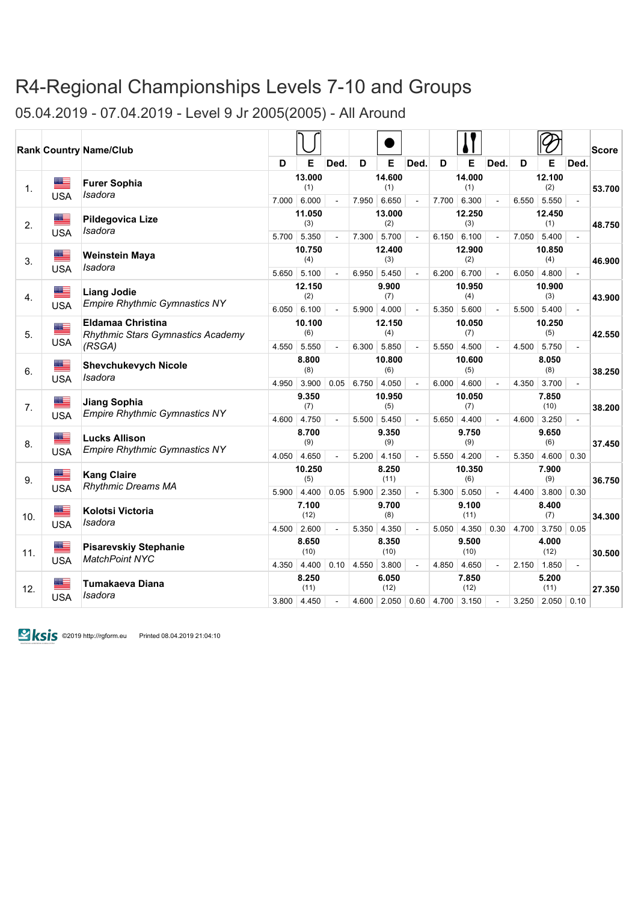# R4-Regional Championships Levels 7-10 and Groups

## 05.04.2019 - 07.04.2019 - Level 9 Jr 2005(2005) - All Around

| Rank | Country | Name/Club | Hoop D | Hoop E | Hoop Ded. | Ball D | Ball E | Ball Ded. | Clubs D | Clubs E | Clubs Ded. | Ribbon D | Ribbon E | Ribbon Ded. | Score |
|---|---|---|---|---|---|---|---|---|---|---|---|---|---|---|---|
| 1. | USA | **Furer Sophia** *Isadora* | 13.000 (1) | | | 14.600 (1) | | | 14.000 (1) | | | 12.100 (2) | | | 53.700 |
| | | | 7.000 | 6.000 | - | 7.950 | 6.650 | - | 7.700 | 6.300 | - | 6.550 | 5.550 | - | |
| 2. | USA | **Pildegovica Lize** *Isadora* | 11.050 (3) | | | 13.000 (2) | | | 12.250 (3) | | | 12.450 (1) | | | 48.750 |
| | | | 5.700 | 5.350 | - | 7.300 | 5.700 | - | 6.150 | 6.100 | - | 7.050 | 5.400 | - | |
| 3. | USA | **Weinstein Maya** *Isadora* | 10.750 (4) | | | 12.400 (3) | | | 12.900 (2) | | | 10.850 (4) | | | 46.900 |
| | | | 5.650 | 5.100 | - | 6.950 | 5.450 | - | 6.200 | 6.700 | - | 6.050 | 4.800 | - | |
| 4. | USA | **Liang Jodie** *Empire Rhythmic Gymnastics NY* | 12.150 (2) | | | 9.900 (7) | | | 10.950 (4) | | | 10.900 (3) | | | 43.900 |
| | | | 6.050 | 6.100 | - | 5.900 | 4.000 | - | 5.350 | 5.600 | - | 5.500 | 5.400 | - | |
| 5. | USA | **Eldamaa Christina** *Rhythmic Stars Gymnastics Academy (RSGA)* | 10.100 (6) | | | 12.150 (4) | | | 10.050 (7) | | | 10.250 (5) | | | 42.550 |
| | | | 4.550 | 5.550 | - | 6.300 | 5.850 | - | 5.550 | 4.500 | - | 4.500 | 5.750 | - | |
| 6. | USA | **Shevchukevych Nicole** *Isadora* | 8.800 (8) | | | 10.800 (6) | | | 10.600 (5) | | | 8.050 (8) | | | 38.250 |
| | | | 4.950 | 3.900 | 0.05 | 6.750 | 4.050 | - | 6.000 | 4.600 | - | 4.350 | 3.700 | - | |
| 7. | USA | **Jiang Sophia** *Empire Rhythmic Gymnastics NY* | 9.350 (7) | | | 10.950 (5) | | | 10.050 (7) | | | 7.850 (10) | | | 38.200 |
| | | | 4.600 | 4.750 | - | 5.500 | 5.450 | - | 5.650 | 4.400 | - | 4.600 | 3.250 | - | |
| 8. | USA | **Lucks Allison** *Empire Rhythmic Gymnastics NY* | 8.700 (9) | | | 9.350 (9) | | | 9.750 (9) | | | 9.650 (6) | | | 37.450 |
| | | | 4.050 | 4.650 | - | 5.200 | 4.150 | - | 5.550 | 4.200 | - | 5.350 | 4.600 | 0.30 | |
| 9. | USA | **Kang Claire** *Rhythmic Dreams MA* | 10.250 (5) | | | 8.250 (11) | | | 10.350 (6) | | | 7.900 (9) | | | 36.750 |
| | | | 5.900 | 4.400 | 0.05 | 5.900 | 2.350 | - | 5.300 | 5.050 | - | 4.400 | 3.800 | 0.30 | |
| 10. | USA | **Kolotsi Victoria** *Isadora* | 7.100 (12) | | | 9.700 (8) | | | 9.100 (11) | | | 8.400 (7) | | | 34.300 |
| | | | 4.500 | 2.600 | - | 5.350 | 4.350 | - | 5.050 | 4.350 | 0.30 | 4.700 | 3.750 | 0.05 | |
| 11. | USA | **Pisarevskiy Stephanie** *MatchPoint NYC* | 8.650 (10) | | | 8.350 (10) | | | 9.500 (10) | | | 4.000 (12) | | | 30.500 |
| | | | 4.350 | 4.400 | 0.10 | 4.550 | 3.800 | - | 4.850 | 4.650 | - | 2.150 | 1.850 | - | |
| 12. | USA | **Tumakaeva Diana** *Isadora* | 8.250 (11) | | | 6.050 (12) | | | 7.850 (12) | | | 5.200 (11) | | | 27.350 |
| | | | 3.800 | 4.450 | - | 4.600 | 2.050 | 0.60 | 4.700 | 3.150 | - | 3.250 | 2.050 | 0.10 | |

ksis ©2019 http://rgform.eu Printed 08.04.2019 21:04:10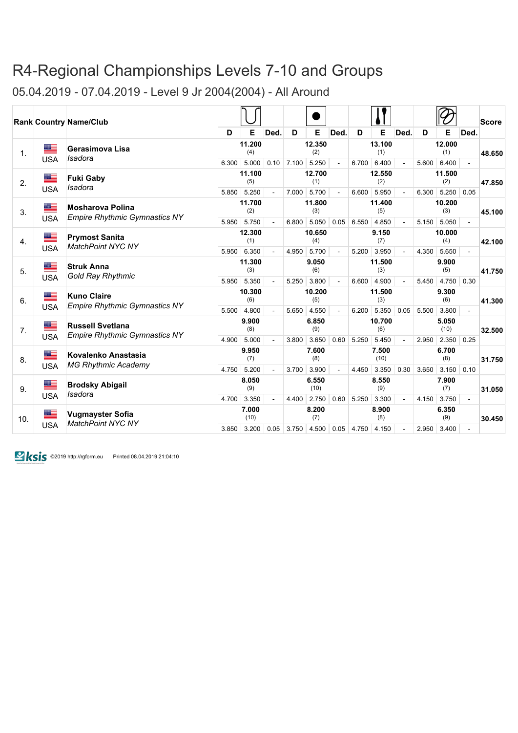# R4-Regional Championships Levels 7-10 and Groups

## 05.04.2019 - 07.04.2019 - Level 9 Jr 2004(2004) - All Around

| Rank | Country | Name/Club | Hoop | | | Ball | | | Clubs | | | Ribbon | | | Score |
|---|---|---|---|---|---|---|---|---|---|---|---|---|---|---|---|
| | | | D | E | Ded. | D | E | Ded. | D | E | Ded. | D | E | Ded. | |
| 1. | USA | **Gerasimova Lisa** *Isadora* | **11.200** (4) | | | **12.350** (2) | | | **13.100** (1) | | | **12.000** (1) | | | **48.650** |
| | | | 6.300 | 5.000 | 0.10 | 7.100 | 5.250 | - | 6.700 | 6.400 | - | 5.600 | 6.400 | - | |
| 2. | USA | **Fuki Gaby** *Isadora* | **11.100** (5) | | | **12.700** (1) | | | **12.550** (2) | | | **11.500** (2) | | | **47.850** |
| | | | 5.850 | 5.250 | - | 7.000 | 5.700 | - | 6.600 | 5.950 | - | 6.300 | 5.250 | 0.05 | |
| 3. | USA | **Mosharova Polina** *Empire Rhythmic Gymnastics NY* | **11.700** (2) | | | **11.800** (3) | | | **11.400** (5) | | | **10.200** (3) | | | **45.100** |
| | | | 5.950 | 5.750 | - | 6.800 | 5.050 | 0.05 | 6.550 | 4.850 | - | 5.150 | 5.050 | - | |
| 4. | USA | **Prymost Sanita** *MatchPoint NYC NY* | **12.300** (1) | | | **10.650** (4) | | | **9.150** (7) | | | **10.000** (4) | | | **42.100** |
| | | | 5.950 | 6.350 | - | 4.950 | 5.700 | - | 5.200 | 3.950 | - | 4.350 | 5.650 | - | |
| 5. | USA | **Struk Anna** *Gold Ray Rhythmic* | **11.300** (3) | | | **9.050** (6) | | | **11.500** (3) | | | **9.900** (5) | | | **41.750** |
| | | | 5.950 | 5.350 | - | 5.250 | 3.800 | - | 6.600 | 4.900 | - | 5.450 | 4.750 | 0.30 | |
| 6. | USA | **Kuno Claire** *Empire Rhythmic Gymnastics NY* | **10.300** (6) | | | **10.200** (5) | | | **11.500** (3) | | | **9.300** (6) | | | **41.300** |
| | | | 5.500 | 4.800 | - | 5.650 | 4.550 | - | 6.200 | 5.350 | 0.05 | 5.500 | 3.800 | - | |
| 7. | USA | **Russell Svetlana** *Empire Rhythmic Gymnastics NY* | **9.900** (8) | | | **6.850** (9) | | | **10.700** (6) | | | **5.050** (10) | | | **32.500** |
| | | | 4.900 | 5.000 | - | 3.800 | 3.650 | 0.60 | 5.250 | 5.450 | - | 2.950 | 2.350 | 0.25 | |
| 8. | USA | **Kovalenko Anastasia** *MG Rhythmic Academy* | **9.950** (7) | | | **7.600** (8) | | | **7.500** (10) | | | **6.700** (8) | | | **31.750** |
| | | | 4.750 | 5.200 | - | 3.700 | 3.900 | - | 4.450 | 3.350 | 0.30 | 3.650 | 3.150 | 0.10 | |
| 9. | USA | **Brodsky Abigail** *Isadora* | **8.050** (9) | | | **6.550** (10) | | | **8.550** (9) | | | **7.900** (7) | | | **31.050** |
| | | | 4.700 | 3.350 | - | 4.400 | 2.750 | 0.60 | 5.250 | 3.300 | - | 4.150 | 3.750 | - | |
| 10. | USA | **Vugmayster Sofia** *MatchPoint NYC NY* | **7.000** (10) | | | **8.200** (7) | | | **8.900** (8) | | | **6.350** (9) | | | **30.450** |
| | | | 3.850 | 3.200 | 0.05 | 3.750 | 4.500 | 0.05 | 4.750 | 4.150 | - | 2.950 | 3.400 | - | |

©2019 http://rgform.eu Printed 08.04.2019 21:04:10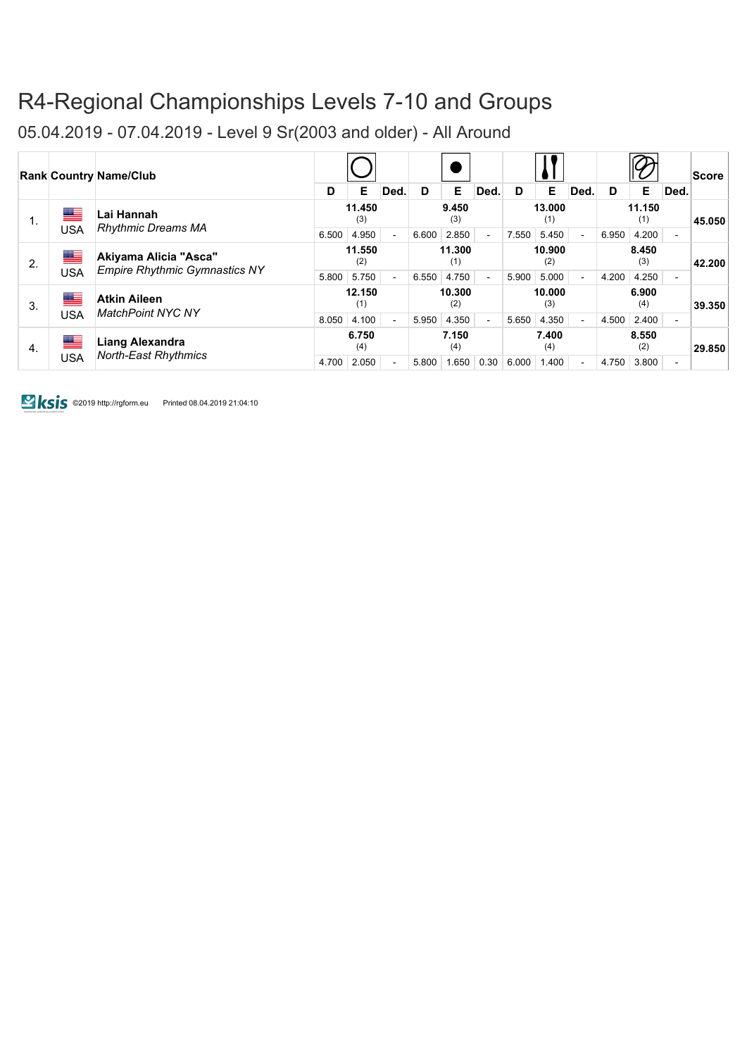# R4-Regional Championships Levels 7-10 and Groups

## 05.04.2019 - 07.04.2019 - Level 9 Sr(2003 and older) - All Around

| Rank | Country | Name/Club | Hoop | | | Ball | | | Clubs | | | Ribbon | | | Score |
|---|---|---|---|---|---|---|---|---|---|---|---|---|---|---|---|
| | | | D | E | Ded. | D | E | Ded. | D | E | Ded. | D | E | Ded. | |
| 1. | USA | **Lai Hannah** *Rhythmic Dreams MA* | **11.450** (3) | | | **9.450** (3) | | | **13.000** (1) | | | **11.150** (1) | | | **45.050** |
| | | | 6.500 | 4.950 | - | 6.600 | 2.850 | - | 7.550 | 5.450 | - | 6.950 | 4.200 | - | |
| 2. | USA | **Akiyama Alicia "Asca"** *Empire Rhythmic Gymnastics NY* | **11.550** (2) | | | **11.300** (1) | | | **10.900** (2) | | | **8.450** (3) | | | **42.200** |
| | | | 5.800 | 5.750 | - | 6.550 | 4.750 | - | 5.900 | 5.000 | - | 4.200 | 4.250 | - | |
| 3. | USA | **Atkin Aileen** *MatchPoint NYC NY* | **12.150** (1) | | | **10.300** (2) | | | **10.000** (3) | | | **6.900** (4) | | | **39.350** |
| | | | 8.050 | 4.100 | - | 5.950 | 4.350 | - | 5.650 | 4.350 | - | 4.500 | 2.400 | - | |
| 4. | USA | **Liang Alexandra** *North-East Rhythmics* | **6.750** (4) | | | **7.150** (4) | | | **7.400** (4) | | | **8.550** (2) | | | **29.850** |
| | | | 4.700 | 2.050 | - | 5.800 | 1.650 | 0.30 | 6.000 | 1.400 | - | 4.750 | 3.800 | - | |

ksis ©2019 http://rgform.eu Printed 08.04.2019 21:04:10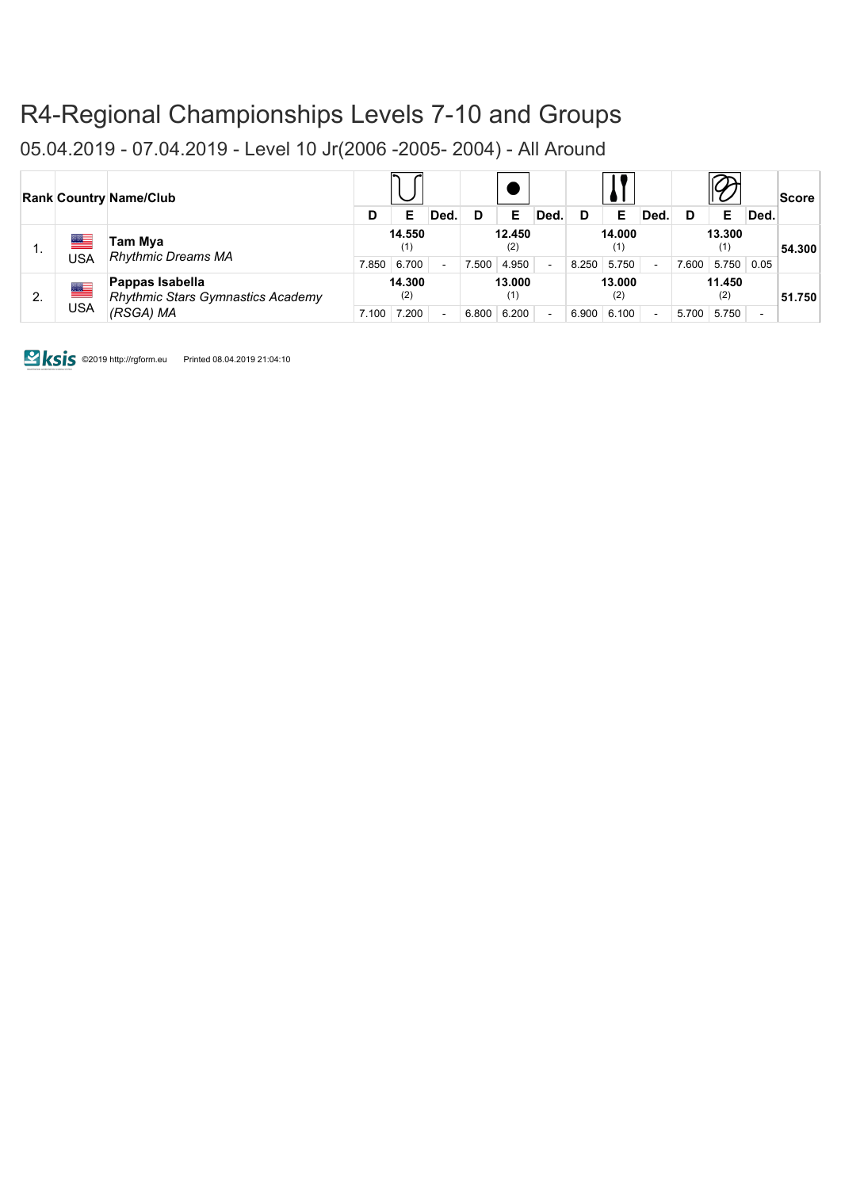# R4-Regional Championships Levels 7-10 and Groups

## 05.04.2019 - 07.04.2019 - Level 10 Jr(2006 -2005- 2004) - All Around

| Rank | Country | Name/Club | Hoop D | Hoop E | Hoop Ded. | Ball D | Ball E | Ball Ded. | Clubs D | Clubs E | Clubs Ded. | Ribbon D | Ribbon E | Ribbon Ded. | Score |
|---|---|---|---|---|---|---|---|---|---|---|---|---|---|---|---|
| 1. | USA | **Tam Mya** *Rhythmic Dreams MA* | | **14.550** (1) | | | **12.450** (2) | | | **14.000** (1) | | | **13.300** (1) | | **54.300** |
| | | | 7.850 | 6.700 | - | 7.500 | 4.950 | - | 8.250 | 5.750 | - | 7.600 | 5.750 | 0.05 | |
| 2. | USA | **Pappas Isabella** *Rhythmic Stars Gymnastics Academy (RSGA) MA* | | **14.300** (2) | | | **13.000** (1) | | | **13.000** (2) | | | **11.450** (2) | | **51.750** |
| | | | 7.100 | 7.200 | - | 6.800 | 6.200 | - | 6.900 | 6.100 | - | 5.700 | 5.750 | - | |

©2019 http://rgform.eu Printed 08.04.2019 21:04:10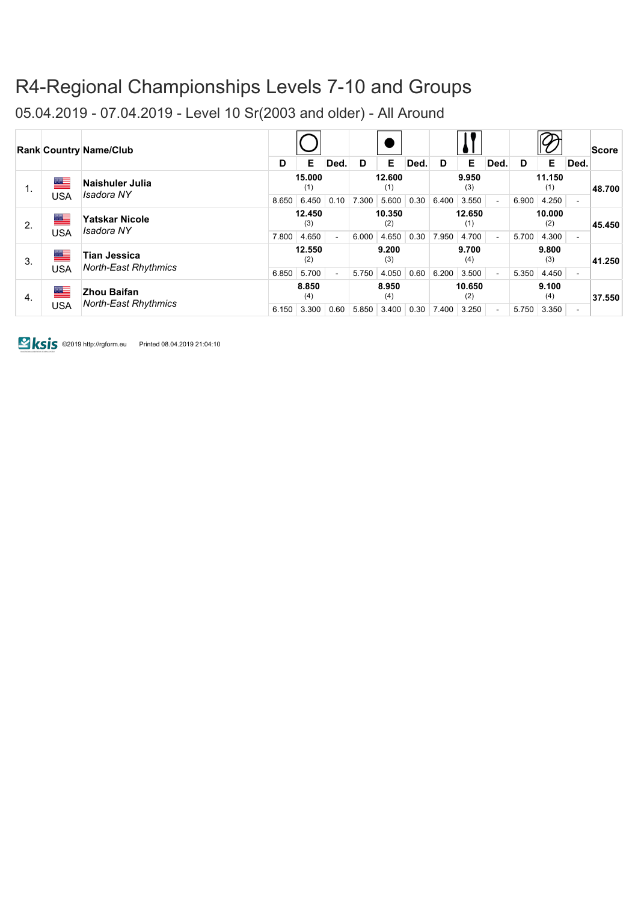# R4-Regional Championships Levels 7-10 and Groups

## 05.04.2019 - 07.04.2019 - Level 10 Sr(2003 and older) - All Around

| Rank | Country | Name/Club | Hoop | | | Ball | | | Clubs | | | Ribbon | | | Score |
|---|---|---|---|---|---|---|---|---|---|---|---|---|---|---|---|
| | | | D | E | Ded. | D | E | Ded. | D | E | Ded. | D | E | Ded. | |
| 1. | USA | **Naishuler Julia** *Isadora NY* | 15.000 (1) | | | 12.600 (1) | | | 9.950 (3) | | | 11.150 (1) | | | **48.700** |
| | | | 8.650 | 6.450 | 0.10 | 7.300 | 5.600 | 0.30 | 6.400 | 3.550 | - | 6.900 | 4.250 | - | |
| 2. | USA | **Yatskar Nicole** *Isadora NY* | 12.450 (3) | | | 10.350 (2) | | | 12.650 (1) | | | 10.000 (2) | | | **45.450** |
| | | | 7.800 | 4.650 | - | 6.000 | 4.650 | 0.30 | 7.950 | 4.700 | - | 5.700 | 4.300 | - | |
| 3. | USA | **Tian Jessica** *North-East Rhythmics* | 12.550 (2) | | | 9.200 (3) | | | 9.700 (4) | | | 9.800 (3) | | | **41.250** |
| | | | 6.850 | 5.700 | - | 5.750 | 4.050 | 0.60 | 6.200 | 3.500 | - | 5.350 | 4.450 | - | |
| 4. | USA | **Zhou Baifan** *North-East Rhythmics* | 8.850 (4) | | | 8.950 (4) | | | 10.650 (2) | | | 9.100 (4) | | | **37.550** |
| | | | 6.150 | 3.300 | 0.60 | 5.850 | 3.400 | 0.30 | 7.400 | 3.250 | - | 5.750 | 3.350 | - | |

ksis ©2019 http://rgform.eu Printed 08.04.2019 21:04:10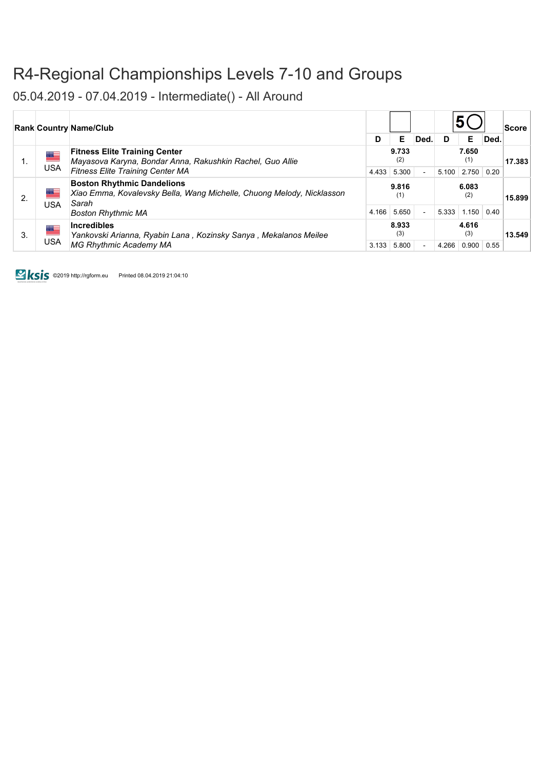# R4-Regional Championships Levels 7-10 and Groups

## 05.04.2019 - 07.04.2019 - Intermediate() - All Around

| Rank | Country | Name/Club | | | | 5 | | | Score |
|---|---|---|---|---|---|---|---|---|---|
| | | | D | E | Ded. | D | E | Ded. | |
| 1. | USA | **Fitness Elite Training Center** *Mayasova Karyna, Bondar Anna, Rakushkin Rachel, Guo Allie* *Fitness Elite Training Center MA* | | 9.733 (2) | | | 7.650 (1) | | 17.383 |
| | | | 4.433 | 5.300 | - | 5.100 | 2.750 | 0.20 | |
| 2. | USA | **Boston Rhythmic Dandelions** *Xiao Emma, Kovalevsky Bella, Wang Michelle, Chuong Melody, Nicklasson Sarah* *Boston Rhythmic MA* | | 9.816 (1) | | | 6.083 (2) | | 15.899 |
| | | | 4.166 | 5.650 | - | 5.333 | 1.150 | 0.40 | |
| 3. | USA | **Incredibles** *Yankovski Arianna, Ryabin Lana , Kozinsky Sanya , Mekalanos Meilee* *MG Rhythmic Academy MA* | | 8.933 (3) | | | 4.616 (3) | | 13.549 |
| | | | 3.133 | 5.800 | - | 4.266 | 0.900 | 0.55 | |

©2019 http://rgform.eu Printed 08.04.2019 21:04:10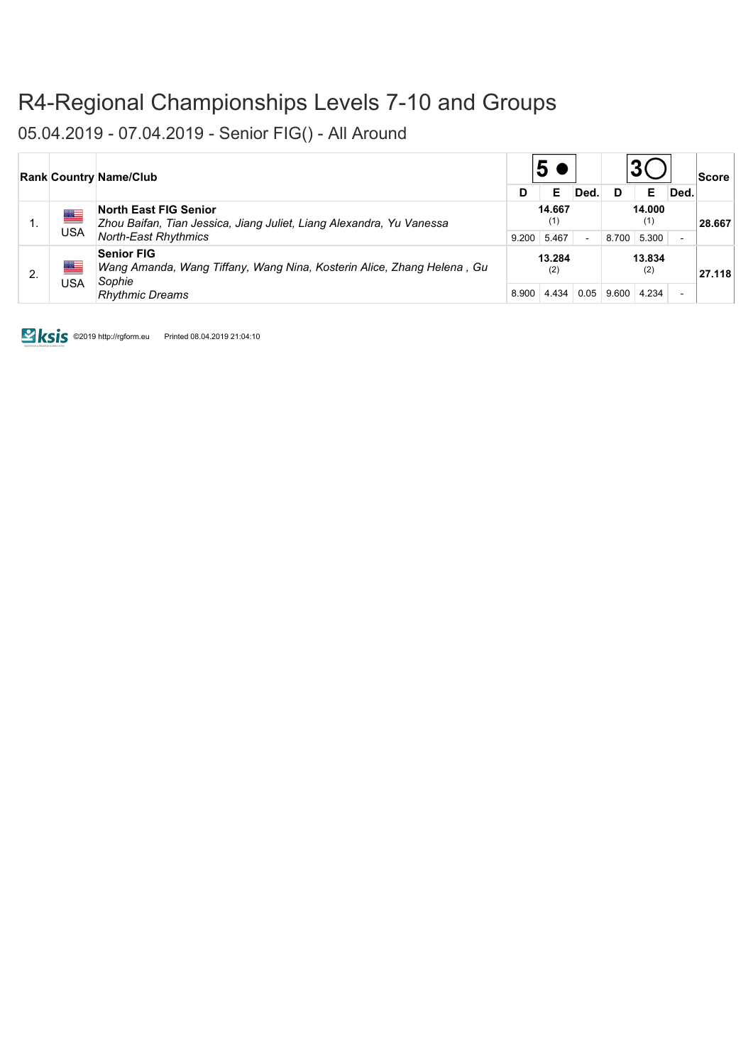# R4-Regional Championships Levels 7-10 and Groups

## 05.04.2019 - 07.04.2019 - Senior FIG() - All Around

| Rank | Country | Name/Club | 5 ● | | | 3 ◯ | | | Score |
|---|---|---|---|---|---|---|---|---|---|
| | | | D | E | Ded. | D | E | Ded. | |
| 1. | USA | **North East FIG Senior** *Zhou Baifan, Tian Jessica, Jiang Juliet, Liang Alexandra, Yu Vanessa* *North-East Rhythmics* | **14.667** (1) | | | **14.000** (1) | | | **28.667** |
| | | | 9.200 | 5.467 | - | 8.700 | 5.300 | - | |
| 2. | USA | **Senior FIG** *Wang Amanda, Wang Tiffany, Wang Nina, Kosterin Alice, Zhang Helena , Gu Sophie* *Rhythmic Dreams* | **13.284** (2) | | | **13.834** (2) | | | **27.118** |
| | | | 8.900 | 4.434 | 0.05 | 9.600 | 4.234 | - | |

©2019 http://rgform.eu Printed 08.04.2019 21:04:10